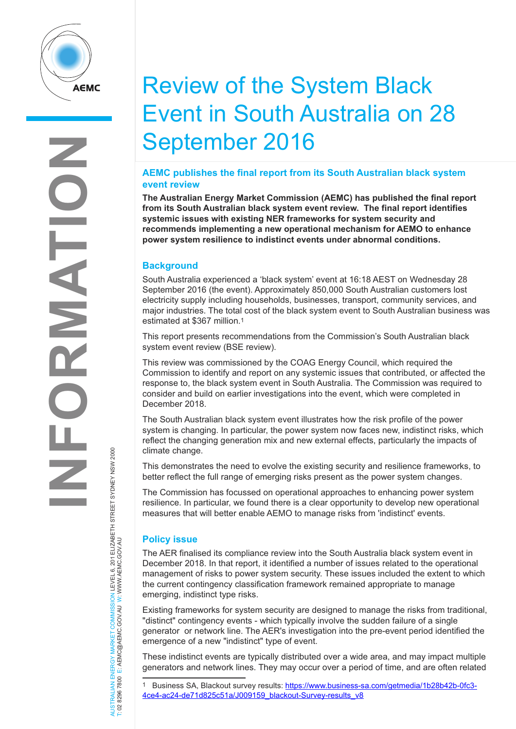# Review of the System Black Event in South Australia on 28 September 2016

## AEMC publishes the final report from its South Australian black system event review

**The Australian Energy Market Commission (AEMC) has published the final report from its South Australian black system event review. The final report identifies systemic issues with existing NER frameworks for system security and recommends implementing a new operational mechanism for AEMO to enhance power system resilience to indistinct events under abnormal conditions.**

## Background

South Australia experienced a 'black system' event at 16:18 AEST on Wednesday 28 September 2016 (the event). Approximately 850,000 South Australian customers lost electricity supply including households, businesses, transport, community services, and major industries. The total cost of the black system event to South Australian business was estimated at $367 million.[1]

This report presents recommendations from the Commission's South Australian black system event review (BSE review).

This review was commissioned by the COAG Energy Council, which required the Commission to identify and report on any systemic issues that contributed, or affected the response to, the black system event in South Australia. The Commission was required to consider and build on earlier investigations into the event, which were completed in December 2018.

The South Australian black system event illustrates how the risk profile of the power system is changing. In particular, the power system now faces new, indistinct risks, which reflect the changing generation mix and new external effects, particularly the impacts of climate change.

This demonstrates the need to evolve the existing security and resilience frameworks, to better reflect the full range of emerging risks present as the power system changes.

The Commission has focussed on operational approaches to enhancing power system resilience. In particular, we found there is a clear opportunity to develop new operational measures that will better enable AEMO to manage risks from 'indistinct' events.

## Policy issue

The AER finalised its compliance review into the South Australia black system event in December 2018. In that report, it identified a number of issues related to the operational management of risks to power system security. These issues included the extent to which the current contingency classification framework remained appropriate to manage emerging, indistinct type risks.

Existing frameworks for system security are designed to manage the risks from traditional, "distinct" contingency events - which typically involve the sudden failure of a single generator or network line. The AER's investigation into the pre-event period identified the emergence of a new "indistinct" type of event.

These indistinct events are typically distributed over a wide area, and may impact multiple generators and network lines. They may occur over a period of time, and are often related

---

[1] Business SA, Blackout survey results: https://www.business-sa.com/getmedia/1b28b42b-0fc3-4ce4-ac24-de71d825c51a/J009159_blackout-Survey-results_v8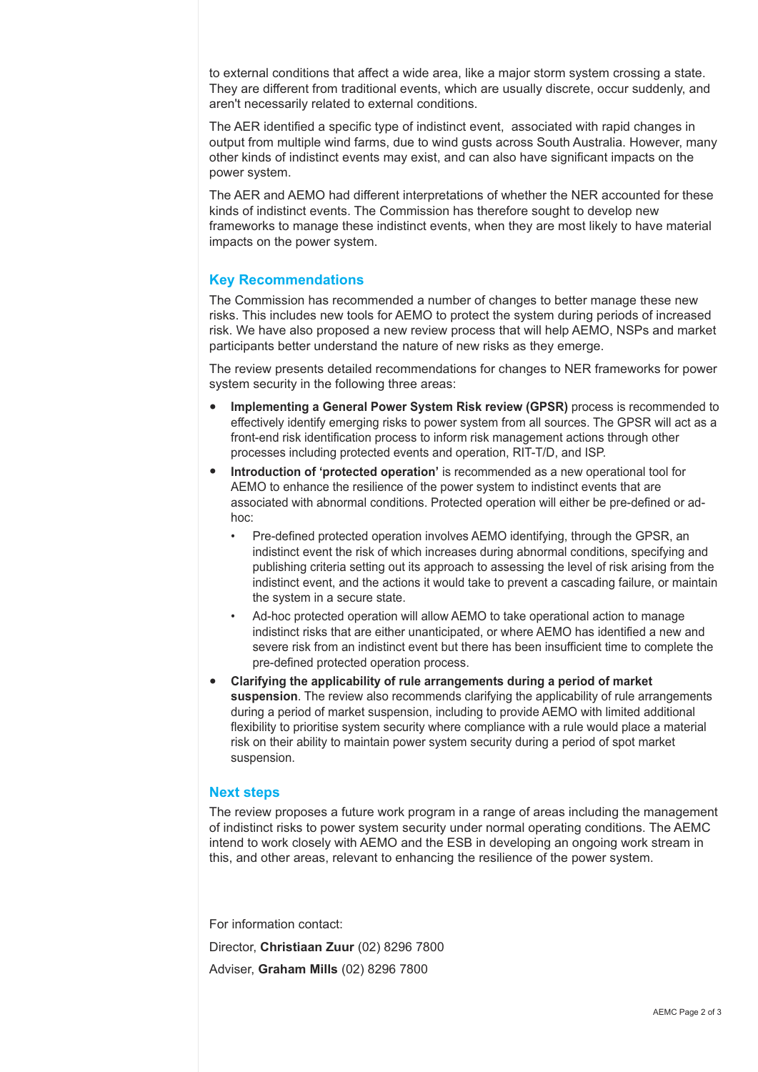to external conditions that affect a wide area, like a major storm system crossing a state. They are different from traditional events, which are usually discrete, occur suddenly, and aren't necessarily related to external conditions.

The AER identified a specific type of indistinct event,  associated with rapid changes in output from multiple wind farms, due to wind gusts across South Australia. However, many other kinds of indistinct events may exist, and can also have significant impacts on the power system.

The AER and AEMO had different interpretations of whether the NER accounted for these kinds of indistinct events. The Commission has therefore sought to develop new frameworks to manage these indistinct events, when they are most likely to have material impacts on the power system.

## Key Recommendations

The Commission has recommended a number of changes to better manage these new risks. This includes new tools for AEMO to protect the system during periods of increased risk. We have also proposed a new review process that will help AEMO, NSPs and market participants better understand the nature of new risks as they emerge.

The review presents detailed recommendations for changes to NER frameworks for power system security in the following three areas:

- **Implementing a General Power System Risk review (GPSR)** process is recommended to effectively identify emerging risks to power system from all sources. The GPSR will act as a front-end risk identification process to inform risk management actions through other processes including protected events and operation, RIT-T/D, and ISP.
- **Introduction of 'protected operation'** is recommended as a new operational tool for AEMO to enhance the resilience of the power system to indistinct events that are associated with abnormal conditions. Protected operation will either be pre-defined or ad-hoc:
  - Pre-defined protected operation involves AEMO identifying, through the GPSR, an indistinct event the risk of which increases during abnormal conditions, specifying and publishing criteria setting out its approach to assessing the level of risk arising from the indistinct event, and the actions it would take to prevent a cascading failure, or maintain the system in a secure state.
  - Ad-hoc protected operation will allow AEMO to take operational action to manage indistinct risks that are either unanticipated, or where AEMO has identified a new and severe risk from an indistinct event but there has been insufficient time to complete the pre-defined protected operation process.
- **Clarifying the applicability of rule arrangements during a period of market suspension**. The review also recommends clarifying the applicability of rule arrangements during a period of market suspension, including to provide AEMO with limited additional flexibility to prioritise system security where compliance with a rule would place a material risk on their ability to maintain power system security during a period of spot market suspension.

## Next steps

The review proposes a future work program in a range of areas including the management of indistinct risks to power system security under normal operating conditions. The AEMC intend to work closely with AEMO and the ESB in developing an ongoing work stream in this, and other areas, relevant to enhancing the resilience of the power system.

For information contact:

Director, **Christiaan Zuur** (02) 8296 7800

Adviser, **Graham Mills** (02) 8296 7800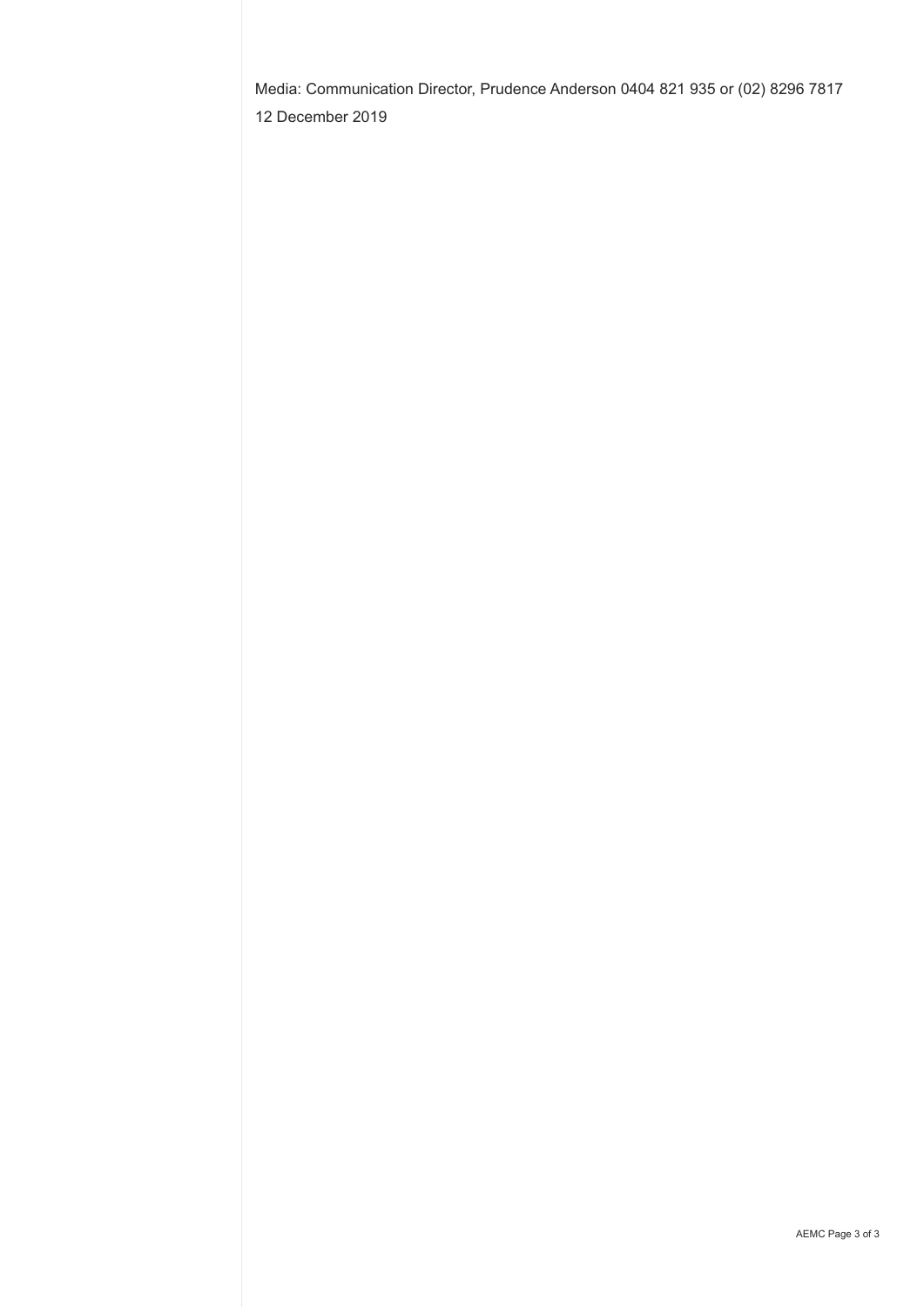Media: Communication Director, Prudence Anderson 0404 821 935 or (02) 8296 7817

12 December 2019